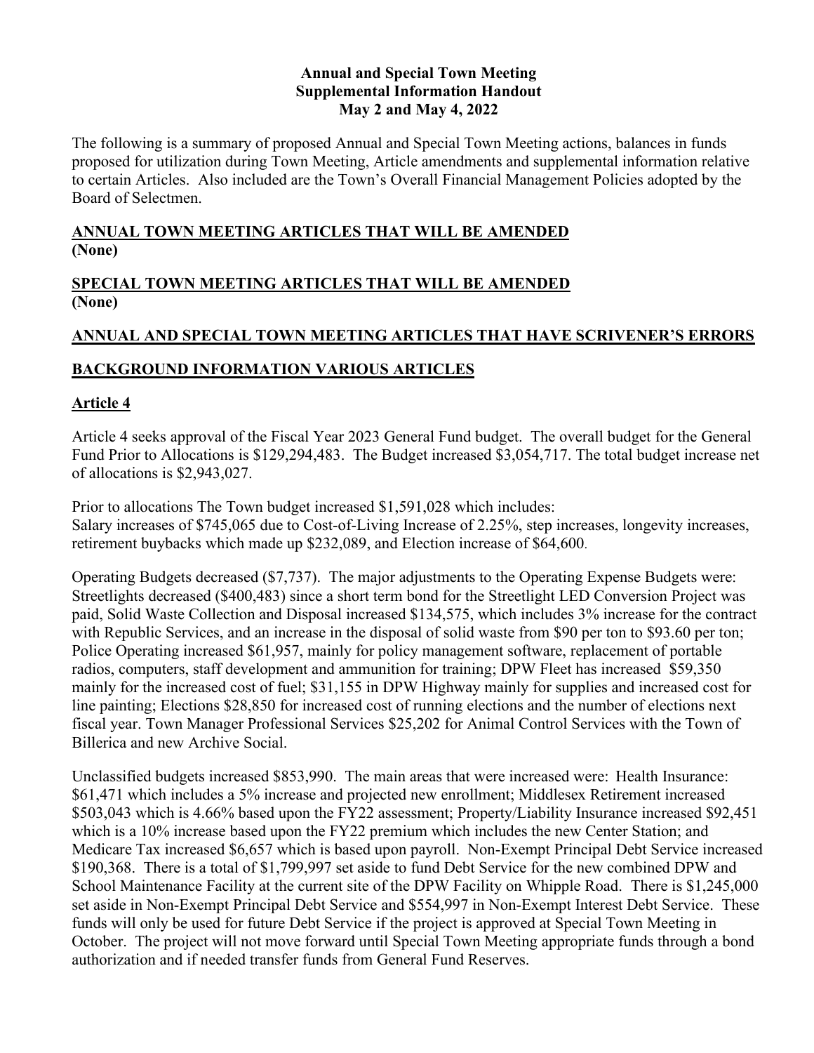**Annual and Special Town Meeting**
**Supplemental Information Handout**
**May 2 and May 4, 2022**

The following is a summary of proposed Annual and Special Town Meeting actions, balances in funds proposed for utilization during Town Meeting, Article amendments and supplemental information relative to certain Articles. Also included are the Town's Overall Financial Management Policies adopted by the Board of Selectmen.

## **ANNUAL TOWN MEETING ARTICLES THAT WILL BE AMENDED**
**(None)**

## **SPECIAL TOWN MEETING ARTICLES THAT WILL BE AMENDED**
**(None)**

## **ANNUAL AND SPECIAL TOWN MEETING ARTICLES THAT HAVE SCRIVENER'S ERRORS**

## **BACKGROUND INFORMATION VARIOUS ARTICLES**

### **Article 4**

Article 4 seeks approval of the Fiscal Year 2023 General Fund budget. The overall budget for the General Fund Prior to Allocations is $129,294,483. The Budget increased $3,054,717. The total budget increase net of allocations is $2,943,027.

Prior to allocations The Town budget increased $1,591,028 which includes:
Salary increases of $745,065 due to Cost-of-Living Increase of 2.25%, step increases, longevity increases, retirement buybacks which made up $232,089, and Election increase of $64,600.

Operating Budgets decreased ($7,737). The major adjustments to the Operating Expense Budgets were: Streetlights decreased ($400,483) since a short term bond for the Streetlight LED Conversion Project was paid, Solid Waste Collection and Disposal increased $134,575, which includes 3% increase for the contract with Republic Services, and an increase in the disposal of solid waste from $90 per ton to $93.60 per ton; Police Operating increased $61,957, mainly for policy management software, replacement of portable radios, computers, staff development and ammunition for training; DPW Fleet has increased $59,350 mainly for the increased cost of fuel; $31,155 in DPW Highway mainly for supplies and increased cost for line painting; Elections $28,850 for increased cost of running elections and the number of elections next fiscal year. Town Manager Professional Services $25,202 for Animal Control Services with the Town of Billerica and new Archive Social.

Unclassified budgets increased $853,990. The main areas that were increased were: Health Insurance: $61,471 which includes a 5% increase and projected new enrollment; Middlesex Retirement increased $503,043 which is 4.66% based upon the FY22 assessment; Property/Liability Insurance increased $92,451 which is a 10% increase based upon the FY22 premium which includes the new Center Station; and Medicare Tax increased $6,657 which is based upon payroll. Non-Exempt Principal Debt Service increased $190,368. There is a total of $1,799,997 set aside to fund Debt Service for the new combined DPW and School Maintenance Facility at the current site of the DPW Facility on Whipple Road. There is $1,245,000 set aside in Non-Exempt Principal Debt Service and $554,997 in Non-Exempt Interest Debt Service. These funds will only be used for future Debt Service if the project is approved at Special Town Meeting in October. The project will not move forward until Special Town Meeting appropriate funds through a bond authorization and if needed transfer funds from General Fund Reserves.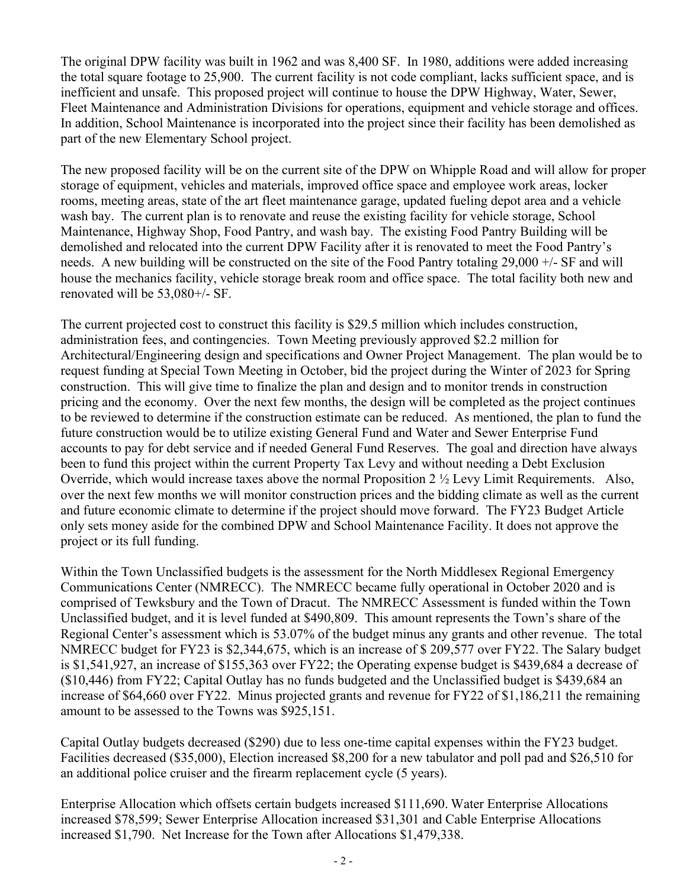The original DPW facility was built in 1962 and was 8,400 SF. In 1980, additions were added increasing the total square footage to 25,900. The current facility is not code compliant, lacks sufficient space, and is inefficient and unsafe. This proposed project will continue to house the DPW Highway, Water, Sewer, Fleet Maintenance and Administration Divisions for operations, equipment and vehicle storage and offices. In addition, School Maintenance is incorporated into the project since their facility has been demolished as part of the new Elementary School project.

The new proposed facility will be on the current site of the DPW on Whipple Road and will allow for proper storage of equipment, vehicles and materials, improved office space and employee work areas, locker rooms, meeting areas, state of the art fleet maintenance garage, updated fueling depot area and a vehicle wash bay. The current plan is to renovate and reuse the existing facility for vehicle storage, School Maintenance, Highway Shop, Food Pantry, and wash bay. The existing Food Pantry Building will be demolished and relocated into the current DPW Facility after it is renovated to meet the Food Pantry's needs. A new building will be constructed on the site of the Food Pantry totaling 29,000 +/- SF and will house the mechanics facility, vehicle storage break room and office space. The total facility both new and renovated will be 53,080+/- SF.

The current projected cost to construct this facility is $29.5 million which includes construction, administration fees, and contingencies. Town Meeting previously approved $2.2 million for Architectural/Engineering design and specifications and Owner Project Management. The plan would be to request funding at Special Town Meeting in October, bid the project during the Winter of 2023 for Spring construction. This will give time to finalize the plan and design and to monitor trends in construction pricing and the economy. Over the next few months, the design will be completed as the project continues to be reviewed to determine if the construction estimate can be reduced. As mentioned, the plan to fund the future construction would be to utilize existing General Fund and Water and Sewer Enterprise Fund accounts to pay for debt service and if needed General Fund Reserves. The goal and direction have always been to fund this project within the current Property Tax Levy and without needing a Debt Exclusion Override, which would increase taxes above the normal Proposition 2 ½ Levy Limit Requirements. Also, over the next few months we will monitor construction prices and the bidding climate as well as the current and future economic climate to determine if the project should move forward. The FY23 Budget Article only sets money aside for the combined DPW and School Maintenance Facility. It does not approve the project or its full funding.

Within the Town Unclassified budgets is the assessment for the North Middlesex Regional Emergency Communications Center (NMRECC). The NMRECC became fully operational in October 2020 and is comprised of Tewksbury and the Town of Dracut. The NMRECC Assessment is funded within the Town Unclassified budget, and it is level funded at $490,809. This amount represents the Town's share of the Regional Center's assessment which is 53.07% of the budget minus any grants and other revenue. The total NMRECC budget for FY23 is $2,344,675, which is an increase of $ 209,577 over FY22. The Salary budget is $1,541,927, an increase of $155,363 over FY22; the Operating expense budget is $439,684 a decrease of ($10,446) from FY22; Capital Outlay has no funds budgeted and the Unclassified budget is $439,684 an increase of $64,660 over FY22. Minus projected grants and revenue for FY22 of $1,186,211 the remaining amount to be assessed to the Towns was $925,151.

Capital Outlay budgets decreased ($290) due to less one-time capital expenses within the FY23 budget. Facilities decreased ($35,000), Election increased $8,200 for a new tabulator and poll pad and $26,510 for an additional police cruiser and the firearm replacement cycle (5 years).

Enterprise Allocation which offsets certain budgets increased $111,690. Water Enterprise Allocations increased $78,599; Sewer Enterprise Allocation increased $31,301 and Cable Enterprise Allocations increased $1,790. Net Increase for the Town after Allocations $1,479,338.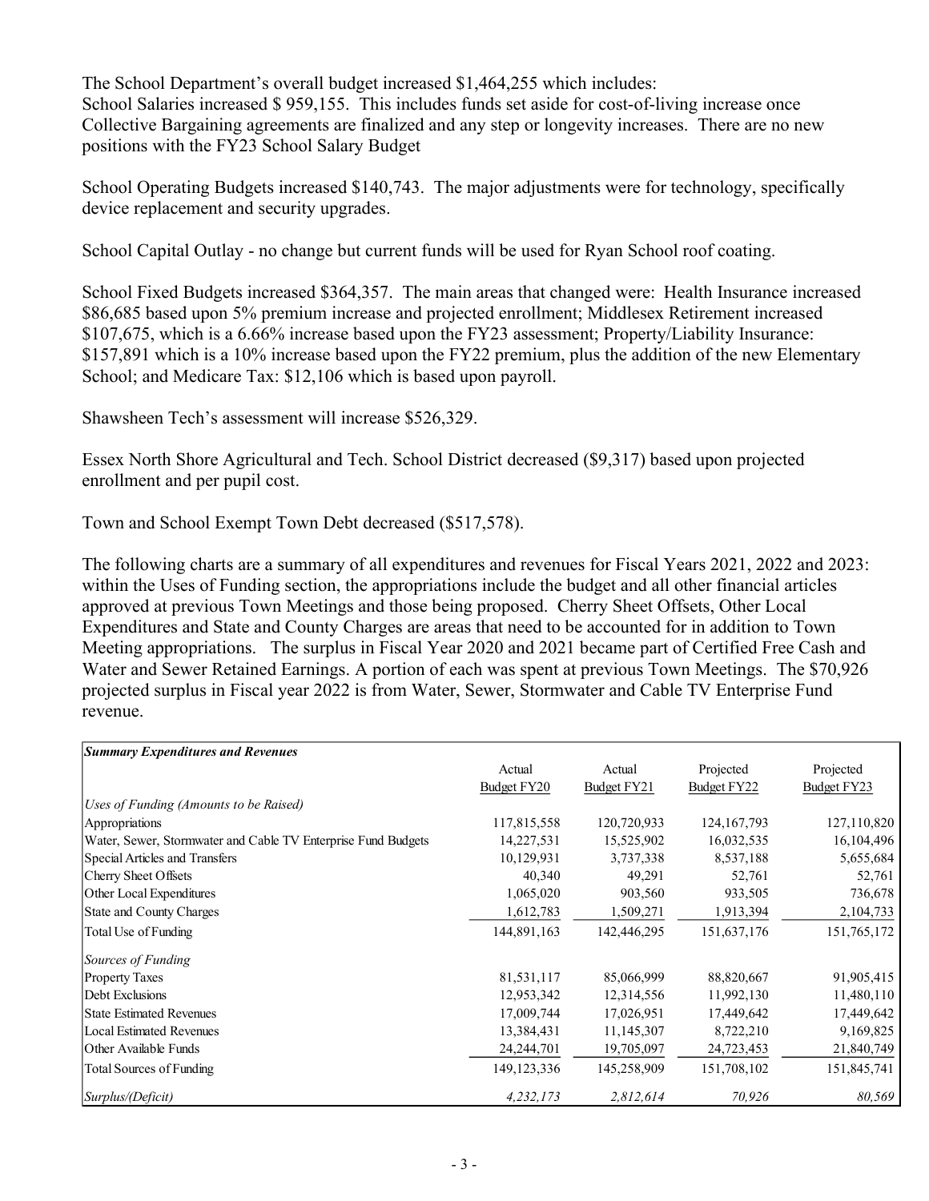The School Department's overall budget increased $1,464,255 which includes:
School Salaries increased $ 959,155. This includes funds set aside for cost-of-living increase once Collective Bargaining agreements are finalized and any step or longevity increases. There are no new positions with the FY23 School Salary Budget

School Operating Budgets increased $140,743. The major adjustments were for technology, specifically device replacement and security upgrades.

School Capital Outlay - no change but current funds will be used for Ryan School roof coating.

School Fixed Budgets increased $364,357. The main areas that changed were: Health Insurance increased $86,685 based upon 5% premium increase and projected enrollment; Middlesex Retirement increased $107,675, which is a 6.66% increase based upon the FY23 assessment; Property/Liability Insurance: $157,891 which is a 10% increase based upon the FY22 premium, plus the addition of the new Elementary School; and Medicare Tax: $12,106 which is based upon payroll.

Shawsheen Tech's assessment will increase $526,329.

Essex North Shore Agricultural and Tech. School District decreased ($9,317) based upon projected enrollment and per pupil cost.

Town and School Exempt Town Debt decreased ($517,578).

The following charts are a summary of all expenditures and revenues for Fiscal Years 2021, 2022 and 2023: within the Uses of Funding section, the appropriations include the budget and all other financial articles approved at previous Town Meetings and those being proposed. Cherry Sheet Offsets, Other Local Expenditures and State and County Charges are areas that need to be accounted for in addition to Town Meeting appropriations. The surplus in Fiscal Year 2020 and 2021 became part of Certified Free Cash and Water and Sewer Retained Earnings. A portion of each was spent at previous Town Meetings. The $70,926 projected surplus in Fiscal year 2022 is from Water, Sewer, Stormwater and Cable TV Enterprise Fund revenue.

| *Summary Expenditures and Revenues* | Actual Budget FY20 | Actual Budget FY21 | Projected Budget FY22 | Projected Budget FY23 |
|---|---|---|---|---|
| *Uses of Funding (Amounts to be Raised)* | | | | |
| Appropriations | 117,815,558 | 120,720,933 | 124,167,793 | 127,110,820 |
| Water, Sewer, Stormwater and Cable TV Enterprise Fund Budgets | 14,227,531 | 15,525,902 | 16,032,535 | 16,104,496 |
| Special Articles and Transfers | 10,129,931 | 3,737,338 | 8,537,188 | 5,655,684 |
| Cherry Sheet Offsets | 40,340 | 49,291 | 52,761 | 52,761 |
| Other Local Expenditures | 1,065,020 | 903,560 | 933,505 | 736,678 |
| State and County Charges | 1,612,783 | 1,509,271 | 1,913,394 | 2,104,733 |
| Total Use of Funding | 144,891,163 | 142,446,295 | 151,637,176 | 151,765,172 |
| *Sources of Funding* | | | | |
| Property Taxes | 81,531,117 | 85,066,999 | 88,820,667 | 91,905,415 |
| Debt Exclusions | 12,953,342 | 12,314,556 | 11,992,130 | 11,480,110 |
| State Estimated Revenues | 17,009,744 | 17,026,951 | 17,449,642 | 17,449,642 |
| Local Estimated Revenues | 13,384,431 | 11,145,307 | 8,722,210 | 9,169,825 |
| Other Available Funds | 24,244,701 | 19,705,097 | 24,723,453 | 21,840,749 |
| Total Sources of Funding | 149,123,336 | 145,258,909 | 151,708,102 | 151,845,741 |
| *Surplus/(Deficit)* | *4,232,173* | *2,812,614* | *70,926* | *80,569* |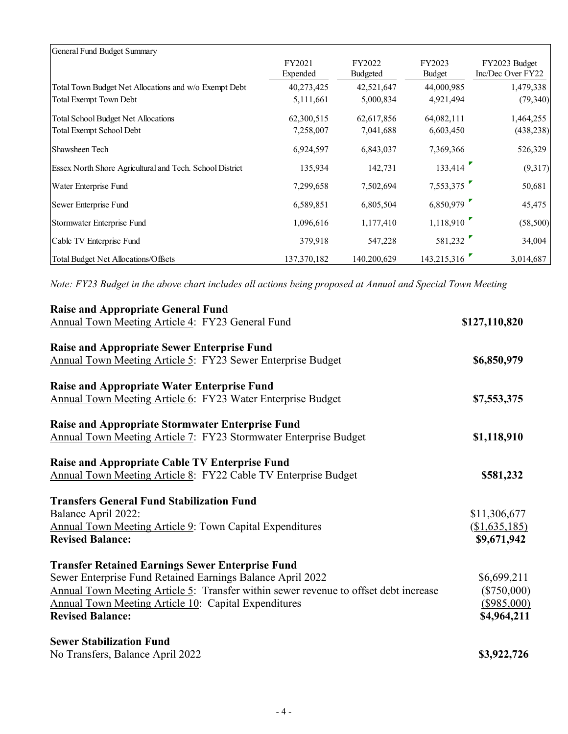| General Fund Budget Summary | FY2021 Expended | FY2022 Budgeted | FY2023 Budget | FY2023 Budget Inc/Dec Over FY22 |
|---|---|---|---|---|
| Total Town Budget Net Allocations and w/o Exempt Debt | 40,273,425 | 42,521,647 | 44,000,985 | 1,479,338 |
| Total Exempt Town Debt | 5,111,661 | 5,000,834 | 4,921,494 | (79,340) |
| Total School Budget Net Allocations | 62,300,515 | 62,617,856 | 64,082,111 | 1,464,255 |
| Total Exempt School Debt | 7,258,007 | 7,041,688 | 6,603,450 | (438,238) |
| Shawsheen Tech | 6,924,597 | 6,843,037 | 7,369,366 | 526,329 |
| Essex North Shore Agricultural and Tech. School District | 135,934 | 142,731 | 133,414 | (9,317) |
| Water Enterprise Fund | 7,299,658 | 7,502,694 | 7,553,375 | 50,681 |
| Sewer Enterprise Fund | 6,589,851 | 6,805,504 | 6,850,979 | 45,475 |
| Stormwater Enterprise Fund | 1,096,616 | 1,177,410 | 1,118,910 | (58,500) |
| Cable TV Enterprise Fund | 379,918 | 547,228 | 581,232 | 34,004 |
| Total Budget Net Allocations/Offsets | 137,370,182 | 140,200,629 | 143,215,316 | 3,014,687 |

*Note: FY23 Budget in the above chart includes all actions being proposed at Annual and Special Town Meeting*

**Raise and Appropriate General Fund**
Annual Town Meeting Article 4: FY23 General Fund — **$127,110,820**

**Raise and Appropriate Sewer Enterprise Fund**
Annual Town Meeting Article 5: FY23 Sewer Enterprise Budget — **$6,850,979**

**Raise and Appropriate Water Enterprise Fund**
Annual Town Meeting Article 6: FY23 Water Enterprise Budget — **$7,553,375**

**Raise and Appropriate Stormwater Enterprise Fund**
Annual Town Meeting Article 7: FY23 Stormwater Enterprise Budget — **$1,118,910**

**Raise and Appropriate Cable TV Enterprise Fund**
Annual Town Meeting Article 8: FY22 Cable TV Enterprise Budget — **$581,232**

**Transfers General Fund Stabilization Fund**

| | |
|---|---|
| Balance April 2022: | $11,306,677 |
| Annual Town Meeting Article 9: Town Capital Expenditures | ($1,635,185) |
| **Revised Balance:** | **$9,671,942** |

**Transfer Retained Earnings Sewer Enterprise Fund**

| | |
|---|---|
| Sewer Enterprise Fund Retained Earnings Balance April 2022 | $6,699,211 |
| Annual Town Meeting Article 5: Transfer within sewer revenue to offset debt increase | ($750,000) |
| Annual Town Meeting Article 10: Capital Expenditures | ($985,000) |
| **Revised Balance:** | **$4,964,211** |

**Sewer Stabilization Fund**
No Transfers, Balance April 2022 — **$3,922,726**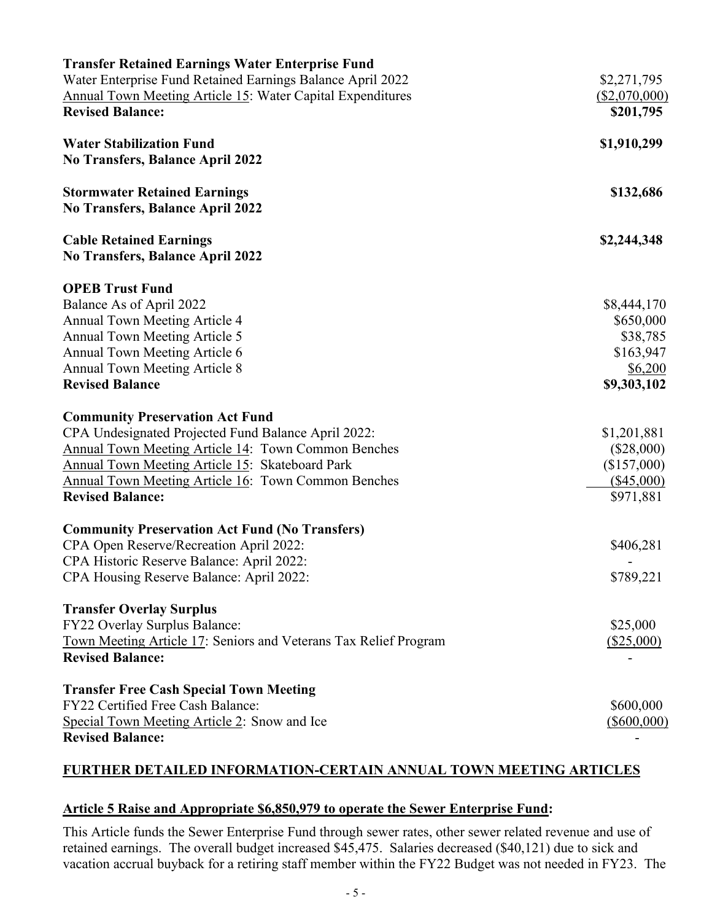| | |
|---|---|
| **Transfer Retained Earnings Water Enterprise Fund** | |
| Water Enterprise Fund Retained Earnings Balance April 2022 | $2,271,795 |
| Annual Town Meeting Article 15: Water Capital Expenditures | ($2,070,000) |
| **Revised Balance:** | **$201,795** |
| | |
| **Water Stabilization Fund** | **$1,910,299** |
| **No Transfers, Balance April 2022** | |
| | |
| **Stormwater Retained Earnings** | **$132,686** |
| **No Transfers, Balance April 2022** | |
| | |
| **Cable Retained Earnings** | **$2,244,348** |
| **No Transfers, Balance April 2022** | |
| | |
| **OPEB Trust Fund** | |
| Balance As of April 2022 | $8,444,170 |
| Annual Town Meeting Article 4 | $650,000 |
| Annual Town Meeting Article 5 | $38,785 |
| Annual Town Meeting Article 6 | $163,947 |
| Annual Town Meeting Article 8 | $6,200 |
| **Revised Balance** | **$9,303,102** |
| | |
| **Community Preservation Act Fund** | |
| CPA Undesignated Projected Fund Balance April 2022: | $1,201,881 |
| Annual Town Meeting Article 14: Town Common Benches | ($28,000) |
| Annual Town Meeting Article 15: Skateboard Park | ($157,000) |
| Annual Town Meeting Article 16: Town Common Benches | ($45,000) |
| **Revised Balance:** | $971,881 |
| | |
| **Community Preservation Act Fund (No Transfers)** | |
| CPA Open Reserve/Recreation April 2022: | $406,281 |
| CPA Historic Reserve Balance: April 2022: | - |
| CPA Housing Reserve Balance: April 2022: | $789,221 |
| | |
| **Transfer Overlay Surplus** | |
| FY22 Overlay Surplus Balance: | $25,000 |
| Town Meeting Article 17: Seniors and Veterans Tax Relief Program | ($25,000) |
| **Revised Balance:** | - |
| | |
| **Transfer Free Cash Special Town Meeting** | |
| FY22 Certified Free Cash Balance: | $600,000 |
| Special Town Meeting Article 2: Snow and Ice | ($600,000) |
| **Revised Balance:** | - |

## FURTHER DETAILED INFORMATION-CERTAIN ANNUAL TOWN MEETING ARTICLES

### Article 5 Raise and Appropriate $6,850,979 to operate the Sewer Enterprise Fund:

This Article funds the Sewer Enterprise Fund through sewer rates, other sewer related revenue and use of retained earnings. The overall budget increased $45,475. Salaries decreased ($40,121) due to sick and vacation accrual buyback for a retiring staff member within the FY22 Budget was not needed in FY23. The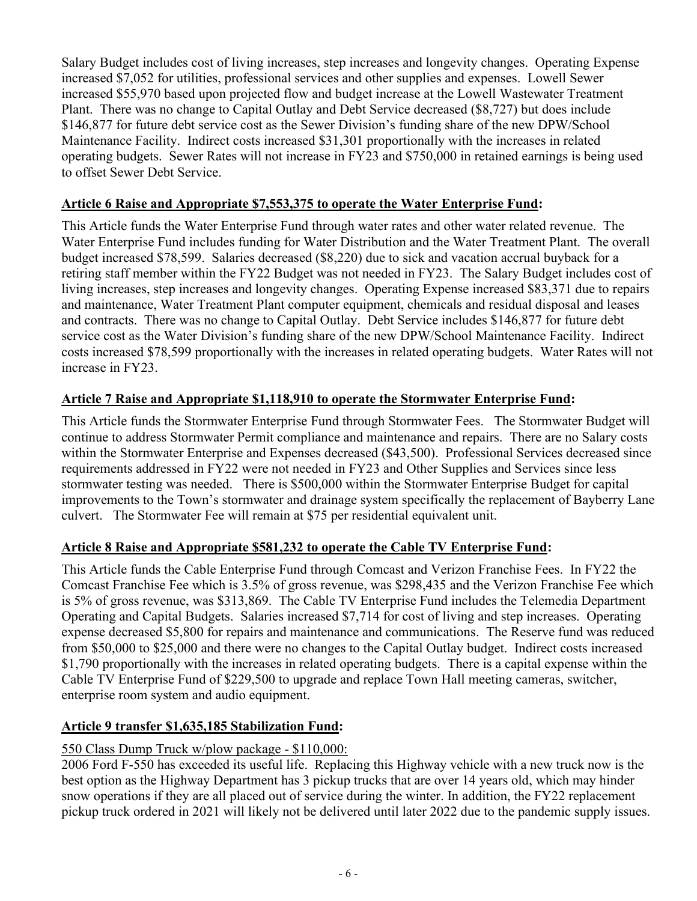Salary Budget includes cost of living increases, step increases and longevity changes. Operating Expense increased $7,052 for utilities, professional services and other supplies and expenses. Lowell Sewer increased $55,970 based upon projected flow and budget increase at the Lowell Wastewater Treatment Plant. There was no change to Capital Outlay and Debt Service decreased ($8,727) but does include $146,877 for future debt service cost as the Sewer Division's funding share of the new DPW/School Maintenance Facility. Indirect costs increased $31,301 proportionally with the increases in related operating budgets. Sewer Rates will not increase in FY23 and $750,000 in retained earnings is being used to offset Sewer Debt Service.

**Article 6 Raise and Appropriate $7,553,375 to operate the Water Enterprise Fund:**

This Article funds the Water Enterprise Fund through water rates and other water related revenue. The Water Enterprise Fund includes funding for Water Distribution and the Water Treatment Plant. The overall budget increased $78,599. Salaries decreased ($8,220) due to sick and vacation accrual buyback for a retiring staff member within the FY22 Budget was not needed in FY23. The Salary Budget includes cost of living increases, step increases and longevity changes. Operating Expense increased $83,371 due to repairs and maintenance, Water Treatment Plant computer equipment, chemicals and residual disposal and leases and contracts. There was no change to Capital Outlay. Debt Service includes $146,877 for future debt service cost as the Water Division's funding share of the new DPW/School Maintenance Facility. Indirect costs increased $78,599 proportionally with the increases in related operating budgets. Water Rates will not increase in FY23.

**Article 7 Raise and Appropriate $1,118,910 to operate the Stormwater Enterprise Fund:**

This Article funds the Stormwater Enterprise Fund through Stormwater Fees. The Stormwater Budget will continue to address Stormwater Permit compliance and maintenance and repairs. There are no Salary costs within the Stormwater Enterprise and Expenses decreased ($43,500). Professional Services decreased since requirements addressed in FY22 were not needed in FY23 and Other Supplies and Services since less stormwater testing was needed. There is $500,000 within the Stormwater Enterprise Budget for capital improvements to the Town's stormwater and drainage system specifically the replacement of Bayberry Lane culvert. The Stormwater Fee will remain at $75 per residential equivalent unit.

**Article 8 Raise and Appropriate $581,232 to operate the Cable TV Enterprise Fund:**

This Article funds the Cable Enterprise Fund through Comcast and Verizon Franchise Fees. In FY22 the Comcast Franchise Fee which is 3.5% of gross revenue, was $298,435 and the Verizon Franchise Fee which is 5% of gross revenue, was $313,869. The Cable TV Enterprise Fund includes the Telemedia Department Operating and Capital Budgets. Salaries increased $7,714 for cost of living and step increases. Operating expense decreased $5,800 for repairs and maintenance and communications. The Reserve fund was reduced from $50,000 to $25,000 and there were no changes to the Capital Outlay budget. Indirect costs increased $1,790 proportionally with the increases in related operating budgets. There is a capital expense within the Cable TV Enterprise Fund of $229,500 to upgrade and replace Town Hall meeting cameras, switcher, enterprise room system and audio equipment.

**Article 9 transfer $1,635,185 Stabilization Fund:**

550 Class Dump Truck w/plow package - $110,000:

2006 Ford F-550 has exceeded its useful life. Replacing this Highway vehicle with a new truck now is the best option as the Highway Department has 3 pickup trucks that are over 14 years old, which may hinder snow operations if they are all placed out of service during the winter. In addition, the FY22 replacement pickup truck ordered in 2021 will likely not be delivered until later 2022 due to the pandemic supply issues.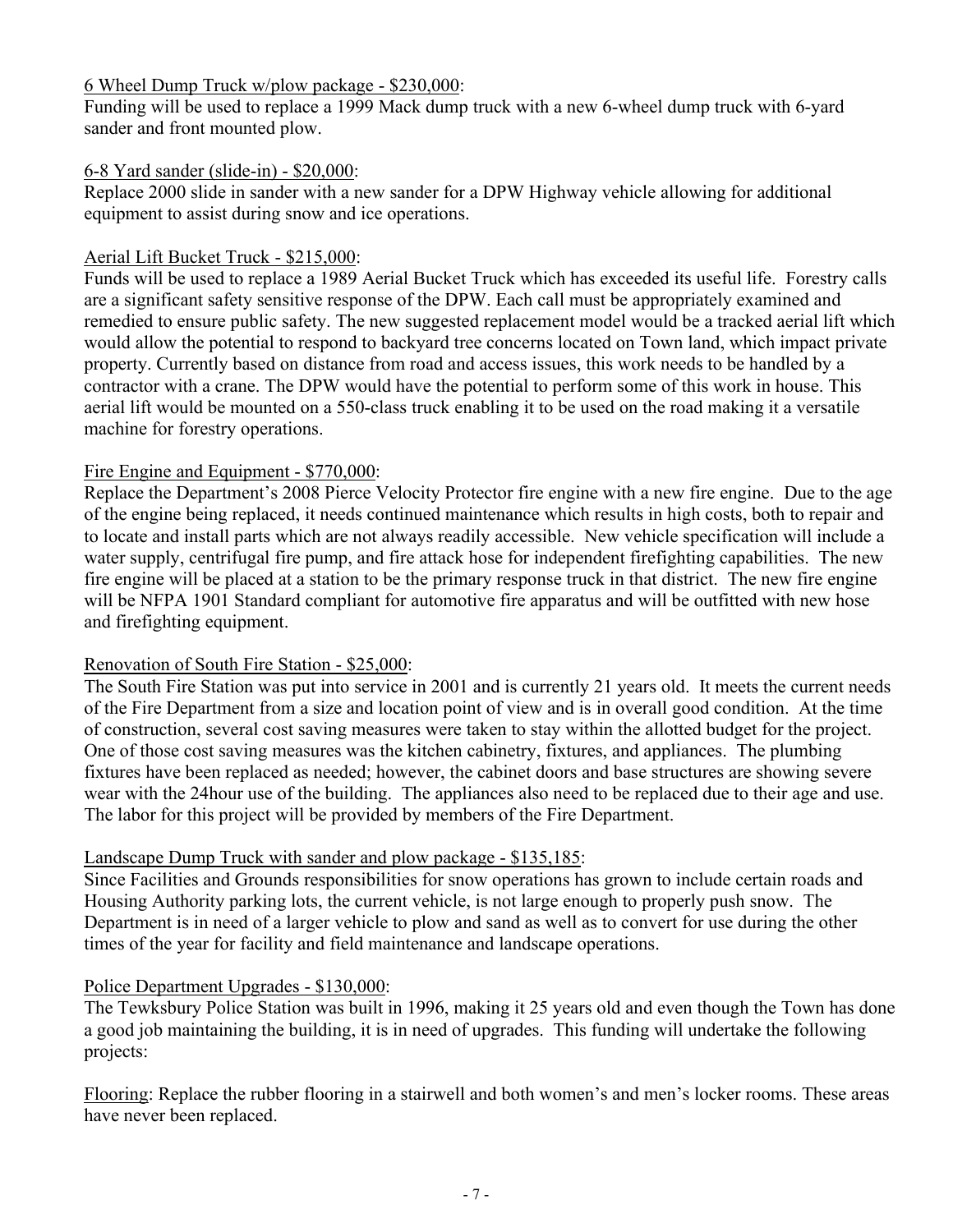<u>6 Wheel Dump Truck w/plow package - $230,000</u>:
Funding will be used to replace a 1999 Mack dump truck with a new 6-wheel dump truck with 6-yard sander and front mounted plow.

<u>6-8 Yard sander (slide-in) - $20,000</u>:
Replace 2000 slide in sander with a new sander for a DPW Highway vehicle allowing for additional equipment to assist during snow and ice operations.

<u>Aerial Lift Bucket Truck - $215,000</u>:
Funds will be used to replace a 1989 Aerial Bucket Truck which has exceeded its useful life. Forestry calls are a significant safety sensitive response of the DPW. Each call must be appropriately examined and remedied to ensure public safety. The new suggested replacement model would be a tracked aerial lift which would allow the potential to respond to backyard tree concerns located on Town land, which impact private property. Currently based on distance from road and access issues, this work needs to be handled by a contractor with a crane. The DPW would have the potential to perform some of this work in house. This aerial lift would be mounted on a 550-class truck enabling it to be used on the road making it a versatile machine for forestry operations.

<u>Fire Engine and Equipment - $770,000</u>:
Replace the Department's 2008 Pierce Velocity Protector fire engine with a new fire engine. Due to the age of the engine being replaced, it needs continued maintenance which results in high costs, both to repair and to locate and install parts which are not always readily accessible. New vehicle specification will include a water supply, centrifugal fire pump, and fire attack hose for independent firefighting capabilities. The new fire engine will be placed at a station to be the primary response truck in that district. The new fire engine will be NFPA 1901 Standard compliant for automotive fire apparatus and will be outfitted with new hose and firefighting equipment.

<u>Renovation of South Fire Station - $25,000</u>:
The South Fire Station was put into service in 2001 and is currently 21 years old. It meets the current needs of the Fire Department from a size and location point of view and is in overall good condition. At the time of construction, several cost saving measures were taken to stay within the allotted budget for the project. One of those cost saving measures was the kitchen cabinetry, fixtures, and appliances. The plumbing fixtures have been replaced as needed; however, the cabinet doors and base structures are showing severe wear with the 24hour use of the building. The appliances also need to be replaced due to their age and use. The labor for this project will be provided by members of the Fire Department.

<u>Landscape Dump Truck with sander and plow package - $135,185</u>:
Since Facilities and Grounds responsibilities for snow operations has grown to include certain roads and Housing Authority parking lots, the current vehicle, is not large enough to properly push snow. The Department is in need of a larger vehicle to plow and sand as well as to convert for use during the other times of the year for facility and field maintenance and landscape operations.

<u>Police Department Upgrades - $130,000</u>:
The Tewksbury Police Station was built in 1996, making it 25 years old and even though the Town has done a good job maintaining the building, it is in need of upgrades. This funding will undertake the following projects:

<u>Flooring</u>: Replace the rubber flooring in a stairwell and both women's and men's locker rooms. These areas have never been replaced.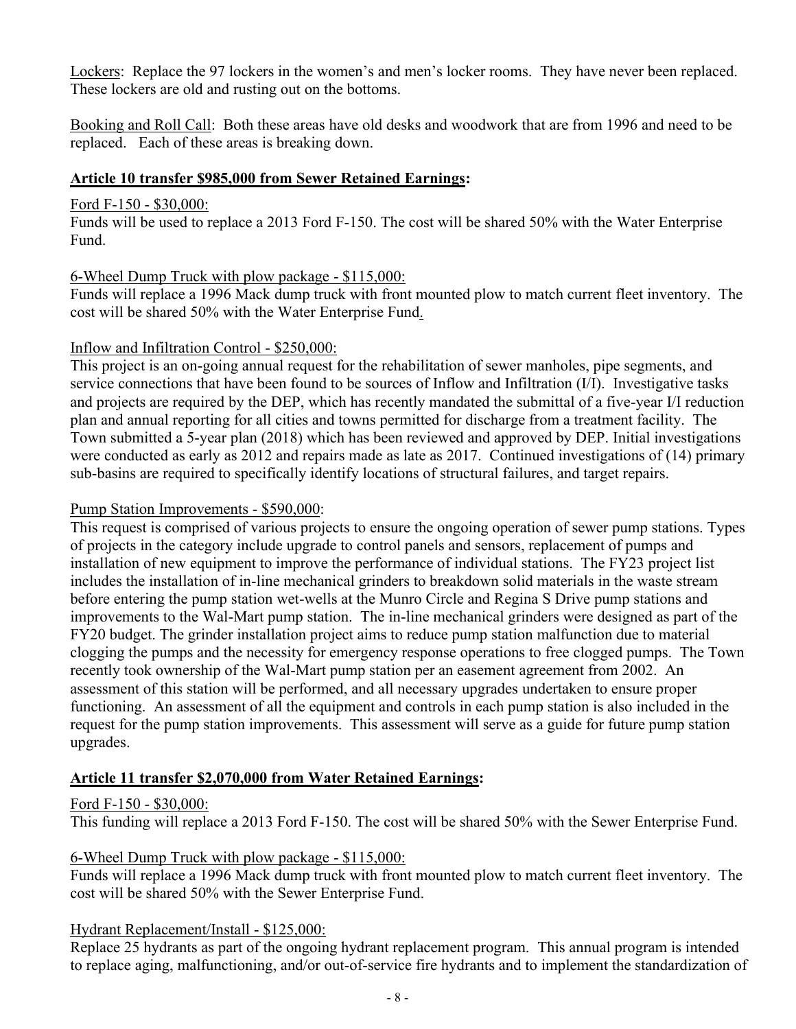Lockers: Replace the 97 lockers in the women's and men's locker rooms. They have never been replaced. These lockers are old and rusting out on the bottoms.

Booking and Roll Call: Both these areas have old desks and woodwork that are from 1996 and need to be replaced. Each of these areas is breaking down.

**Article 10 transfer $985,000 from Sewer Retained Earnings:**

Ford F-150 - $30,000:
Funds will be used to replace a 2013 Ford F-150. The cost will be shared 50% with the Water Enterprise Fund.

6-Wheel Dump Truck with plow package - $115,000:
Funds will replace a 1996 Mack dump truck with front mounted plow to match current fleet inventory. The cost will be shared 50% with the Water Enterprise Fund.

Inflow and Infiltration Control - $250,000:
This project is an on-going annual request for the rehabilitation of sewer manholes, pipe segments, and service connections that have been found to be sources of Inflow and Infiltration (I/I). Investigative tasks and projects are required by the DEP, which has recently mandated the submittal of a five-year I/I reduction plan and annual reporting for all cities and towns permitted for discharge from a treatment facility. The Town submitted a 5-year plan (2018) which has been reviewed and approved by DEP. Initial investigations were conducted as early as 2012 and repairs made as late as 2017. Continued investigations of (14) primary sub-basins are required to specifically identify locations of structural failures, and target repairs.

Pump Station Improvements - $590,000:
This request is comprised of various projects to ensure the ongoing operation of sewer pump stations. Types of projects in the category include upgrade to control panels and sensors, replacement of pumps and installation of new equipment to improve the performance of individual stations. The FY23 project list includes the installation of in-line mechanical grinders to breakdown solid materials in the waste stream before entering the pump station wet-wells at the Munro Circle and Regina S Drive pump stations and improvements to the Wal-Mart pump station. The in-line mechanical grinders were designed as part of the FY20 budget. The grinder installation project aims to reduce pump station malfunction due to material clogging the pumps and the necessity for emergency response operations to free clogged pumps. The Town recently took ownership of the Wal-Mart pump station per an easement agreement from 2002. An assessment of this station will be performed, and all necessary upgrades undertaken to ensure proper functioning. An assessment of all the equipment and controls in each pump station is also included in the request for the pump station improvements. This assessment will serve as a guide for future pump station upgrades.

**Article 11 transfer $2,070,000 from Water Retained Earnings:**

Ford F-150 - $30,000:
This funding will replace a 2013 Ford F-150. The cost will be shared 50% with the Sewer Enterprise Fund.

6-Wheel Dump Truck with plow package - $115,000:
Funds will replace a 1996 Mack dump truck with front mounted plow to match current fleet inventory. The cost will be shared 50% with the Sewer Enterprise Fund.

Hydrant Replacement/Install - $125,000:
Replace 25 hydrants as part of the ongoing hydrant replacement program. This annual program is intended to replace aging, malfunctioning, and/or out-of-service fire hydrants and to implement the standardization of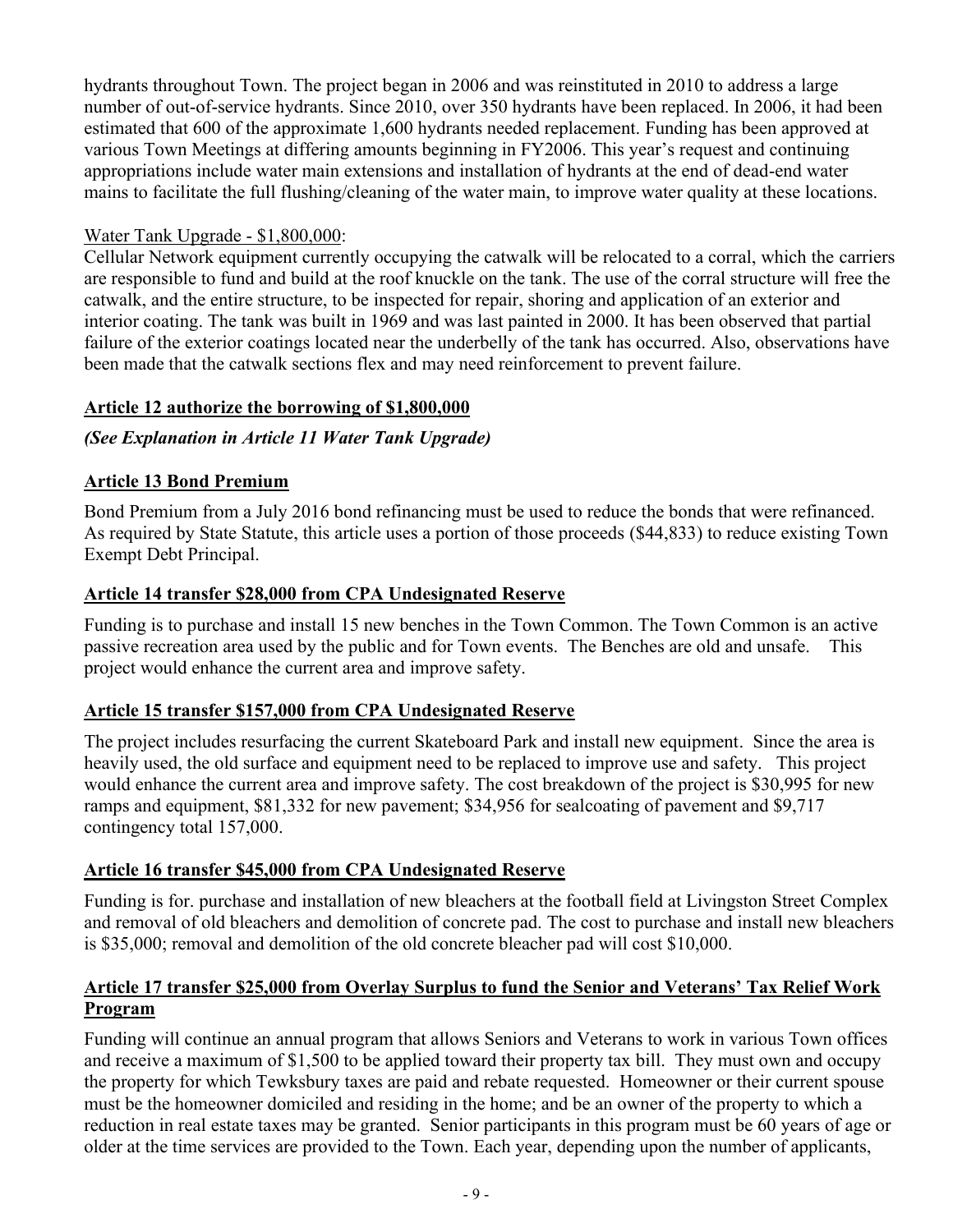hydrants throughout Town. The project began in 2006 and was reinstituted in 2010 to address a large number of out-of-service hydrants. Since 2010, over 350 hydrants have been replaced. In 2006, it had been estimated that 600 of the approximate 1,600 hydrants needed replacement. Funding has been approved at various Town Meetings at differing amounts beginning in FY2006. This year's request and continuing appropriations include water main extensions and installation of hydrants at the end of dead-end water mains to facilitate the full flushing/cleaning of the water main, to improve water quality at these locations.

Water Tank Upgrade - $1,800,000:

Cellular Network equipment currently occupying the catwalk will be relocated to a corral, which the carriers are responsible to fund and build at the roof knuckle on the tank. The use of the corral structure will free the catwalk, and the entire structure, to be inspected for repair, shoring and application of an exterior and interior coating. The tank was built in 1969 and was last painted in 2000. It has been observed that partial failure of the exterior coatings located near the underbelly of the tank has occurred. Also, observations have been made that the catwalk sections flex and may need reinforcement to prevent failure.

**Article 12 authorize the borrowing of $1,800,000**

***(See Explanation in Article 11 Water Tank Upgrade)***

**Article 13 Bond Premium**

Bond Premium from a July 2016 bond refinancing must be used to reduce the bonds that were refinanced. As required by State Statute, this article uses a portion of those proceeds ($44,833) to reduce existing Town Exempt Debt Principal.

**Article 14 transfer $28,000 from CPA Undesignated Reserve**

Funding is to purchase and install 15 new benches in the Town Common. The Town Common is an active passive recreation area used by the public and for Town events. The Benches are old and unsafe. This project would enhance the current area and improve safety.

**Article 15 transfer $157,000 from CPA Undesignated Reserve**

The project includes resurfacing the current Skateboard Park and install new equipment. Since the area is heavily used, the old surface and equipment need to be replaced to improve use and safety. This project would enhance the current area and improve safety. The cost breakdown of the project is $30,995 for new ramps and equipment, $81,332 for new pavement; $34,956 for sealcoating of pavement and $9,717 contingency total 157,000.

**Article 16 transfer $45,000 from CPA Undesignated Reserve**

Funding is for. purchase and installation of new bleachers at the football field at Livingston Street Complex and removal of old bleachers and demolition of concrete pad. The cost to purchase and install new bleachers is $35,000; removal and demolition of the old concrete bleacher pad will cost $10,000.

**Article 17 transfer $25,000 from Overlay Surplus to fund the Senior and Veterans' Tax Relief Work Program**

Funding will continue an annual program that allows Seniors and Veterans to work in various Town offices and receive a maximum of $1,500 to be applied toward their property tax bill. They must own and occupy the property for which Tewksbury taxes are paid and rebate requested. Homeowner or their current spouse must be the homeowner domiciled and residing in the home; and be an owner of the property to which a reduction in real estate taxes may be granted. Senior participants in this program must be 60 years of age or older at the time services are provided to the Town. Each year, depending upon the number of applicants,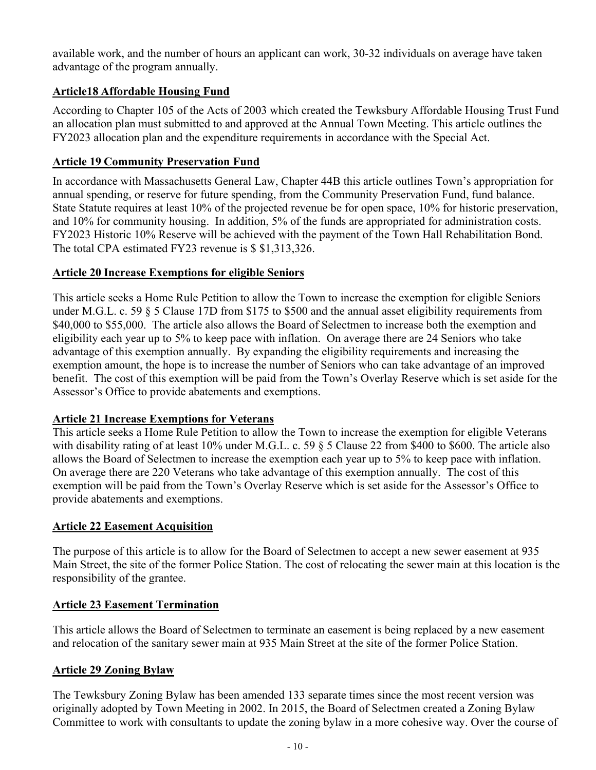available work, and the number of hours an applicant can work, 30-32 individuals on average have taken advantage of the program annually.

**Article18 Affordable Housing Fund**

According to Chapter 105 of the Acts of 2003 which created the Tewksbury Affordable Housing Trust Fund an allocation plan must submitted to and approved at the Annual Town Meeting. This article outlines the FY2023 allocation plan and the expenditure requirements in accordance with the Special Act.

**Article 19 Community Preservation Fund**

In accordance with Massachusetts General Law, Chapter 44B this article outlines Town's appropriation for annual spending, or reserve for future spending, from the Community Preservation Fund, fund balance. State Statute requires at least 10% of the projected revenue be for open space, 10% for historic preservation, and 10% for community housing. In addition, 5% of the funds are appropriated for administration costs. FY2023 Historic 10% Reserve will be achieved with the payment of the Town Hall Rehabilitation Bond. The total CPA estimated FY23 revenue is $ $1,313,326.

**Article 20 Increase Exemptions for eligible Seniors**

This article seeks a Home Rule Petition to allow the Town to increase the exemption for eligible Seniors under M.G.L. c. 59 § 5 Clause 17D from $175 to $500 and the annual asset eligibility requirements from $40,000 to $55,000. The article also allows the Board of Selectmen to increase both the exemption and eligibility each year up to 5% to keep pace with inflation. On average there are 24 Seniors who take advantage of this exemption annually. By expanding the eligibility requirements and increasing the exemption amount, the hope is to increase the number of Seniors who can take advantage of an improved benefit. The cost of this exemption will be paid from the Town's Overlay Reserve which is set aside for the Assessor's Office to provide abatements and exemptions.

**Article 21 Increase Exemptions for Veterans**

This article seeks a Home Rule Petition to allow the Town to increase the exemption for eligible Veterans with disability rating of at least 10% under M.G.L. c. 59 § 5 Clause 22 from $400 to $600. The article also allows the Board of Selectmen to increase the exemption each year up to 5% to keep pace with inflation. On average there are 220 Veterans who take advantage of this exemption annually. The cost of this exemption will be paid from the Town's Overlay Reserve which is set aside for the Assessor's Office to provide abatements and exemptions.

**Article 22 Easement Acquisition**

The purpose of this article is to allow for the Board of Selectmen to accept a new sewer easement at 935 Main Street, the site of the former Police Station. The cost of relocating the sewer main at this location is the responsibility of the grantee.

**Article 23 Easement Termination**

This article allows the Board of Selectmen to terminate an easement is being replaced by a new easement and relocation of the sanitary sewer main at 935 Main Street at the site of the former Police Station.

**Article 29 Zoning Bylaw**

The Tewksbury Zoning Bylaw has been amended 133 separate times since the most recent version was originally adopted by Town Meeting in 2002. In 2015, the Board of Selectmen created a Zoning Bylaw Committee to work with consultants to update the zoning bylaw in a more cohesive way. Over the course of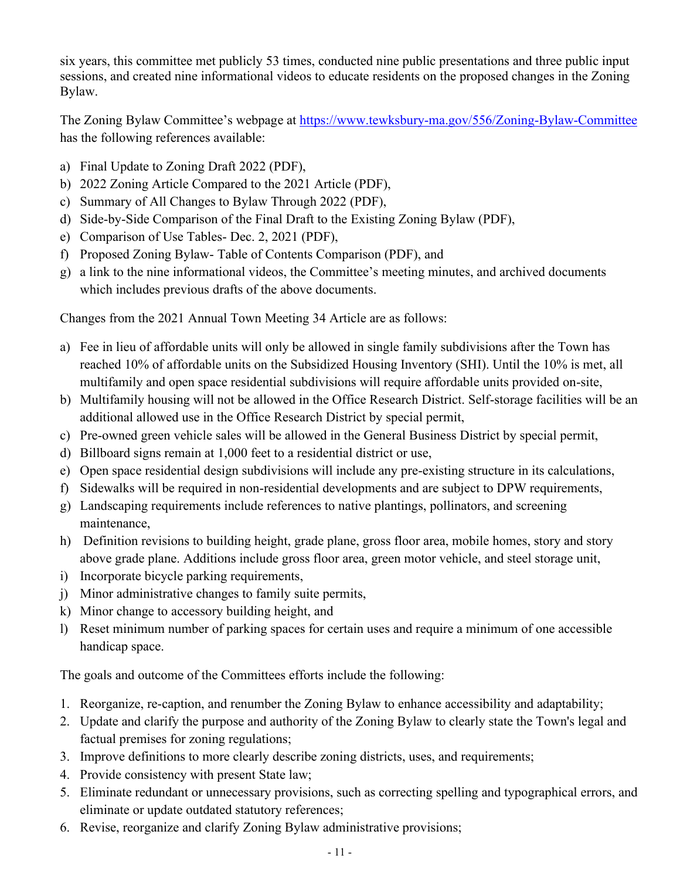six years, this committee met publicly 53 times, conducted nine public presentations and three public input sessions, and created nine informational videos to educate residents on the proposed changes in the Zoning Bylaw.

The Zoning Bylaw Committee's webpage at https://www.tewksbury-ma.gov/556/Zoning-Bylaw-Committee has the following references available:

a) Final Update to Zoning Draft 2022 (PDF),
b) 2022 Zoning Article Compared to the 2021 Article (PDF),
c) Summary of All Changes to Bylaw Through 2022 (PDF),
d) Side-by-Side Comparison of the Final Draft to the Existing Zoning Bylaw (PDF),
e) Comparison of Use Tables- Dec. 2, 2021 (PDF),
f) Proposed Zoning Bylaw- Table of Contents Comparison (PDF), and
g) a link to the nine informational videos, the Committee's meeting minutes, and archived documents which includes previous drafts of the above documents.

Changes from the 2021 Annual Town Meeting 34 Article are as follows:

a) Fee in lieu of affordable units will only be allowed in single family subdivisions after the Town has reached 10% of affordable units on the Subsidized Housing Inventory (SHI). Until the 10% is met, all multifamily and open space residential subdivisions will require affordable units provided on-site,
b) Multifamily housing will not be allowed in the Office Research District. Self-storage facilities will be an additional allowed use in the Office Research District by special permit,
c) Pre-owned green vehicle sales will be allowed in the General Business District by special permit,
d) Billboard signs remain at 1,000 feet to a residential district or use,
e) Open space residential design subdivisions will include any pre-existing structure in its calculations,
f) Sidewalks will be required in non-residential developments and are subject to DPW requirements,
g) Landscaping requirements include references to native plantings, pollinators, and screening maintenance,
h) Definition revisions to building height, grade plane, gross floor area, mobile homes, story and story above grade plane. Additions include gross floor area, green motor vehicle, and steel storage unit,
i) Incorporate bicycle parking requirements,
j) Minor administrative changes to family suite permits,
k) Minor change to accessory building height, and
l) Reset minimum number of parking spaces for certain uses and require a minimum of one accessible handicap space.

The goals and outcome of the Committees efforts include the following:

1. Reorganize, re-caption, and renumber the Zoning Bylaw to enhance accessibility and adaptability;
2. Update and clarify the purpose and authority of the Zoning Bylaw to clearly state the Town's legal and factual premises for zoning regulations;
3. Improve definitions to more clearly describe zoning districts, uses, and requirements;
4. Provide consistency with present State law;
5. Eliminate redundant or unnecessary provisions, such as correcting spelling and typographical errors, and eliminate or update outdated statutory references;
6. Revise, reorganize and clarify Zoning Bylaw administrative provisions;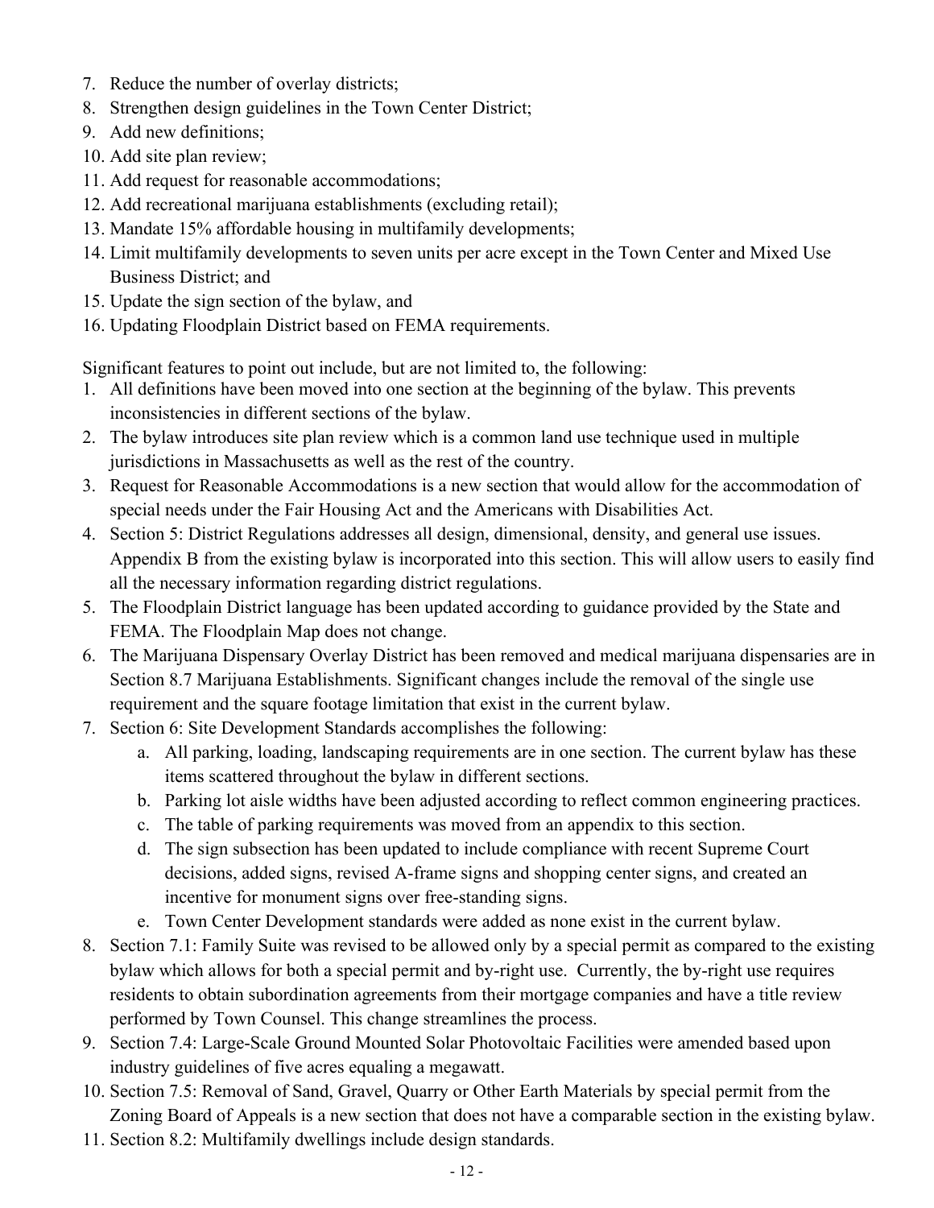7. Reduce the number of overlay districts;
8. Strengthen design guidelines in the Town Center District;
9. Add new definitions;
10. Add site plan review;
11. Add request for reasonable accommodations;
12. Add recreational marijuana establishments (excluding retail);
13. Mandate 15% affordable housing in multifamily developments;
14. Limit multifamily developments to seven units per acre except in the Town Center and Mixed Use Business District; and
15. Update the sign section of the bylaw, and
16. Updating Floodplain District based on FEMA requirements.

Significant features to point out include, but are not limited to, the following:

1. All definitions have been moved into one section at the beginning of the bylaw. This prevents inconsistencies in different sections of the bylaw.
2. The bylaw introduces site plan review which is a common land use technique used in multiple jurisdictions in Massachusetts as well as the rest of the country.
3. Request for Reasonable Accommodations is a new section that would allow for the accommodation of special needs under the Fair Housing Act and the Americans with Disabilities Act.
4. Section 5: District Regulations addresses all design, dimensional, density, and general use issues. Appendix B from the existing bylaw is incorporated into this section. This will allow users to easily find all the necessary information regarding district regulations.
5. The Floodplain District language has been updated according to guidance provided by the State and FEMA. The Floodplain Map does not change.
6. The Marijuana Dispensary Overlay District has been removed and medical marijuana dispensaries are in Section 8.7 Marijuana Establishments. Significant changes include the removal of the single use requirement and the square footage limitation that exist in the current bylaw.
7. Section 6: Site Development Standards accomplishes the following:
   a. All parking, loading, landscaping requirements are in one section. The current bylaw has these items scattered throughout the bylaw in different sections.
   b. Parking lot aisle widths have been adjusted according to reflect common engineering practices.
   c. The table of parking requirements was moved from an appendix to this section.
   d. The sign subsection has been updated to include compliance with recent Supreme Court decisions, added signs, revised A-frame signs and shopping center signs, and created an incentive for monument signs over free-standing signs.
   e. Town Center Development standards were added as none exist in the current bylaw.
8. Section 7.1: Family Suite was revised to be allowed only by a special permit as compared to the existing bylaw which allows for both a special permit and by-right use. Currently, the by-right use requires residents to obtain subordination agreements from their mortgage companies and have a title review performed by Town Counsel. This change streamlines the process.
9. Section 7.4: Large-Scale Ground Mounted Solar Photovoltaic Facilities were amended based upon industry guidelines of five acres equaling a megawatt.
10. Section 7.5: Removal of Sand, Gravel, Quarry or Other Earth Materials by special permit from the Zoning Board of Appeals is a new section that does not have a comparable section in the existing bylaw.
11. Section 8.2: Multifamily dwellings include design standards.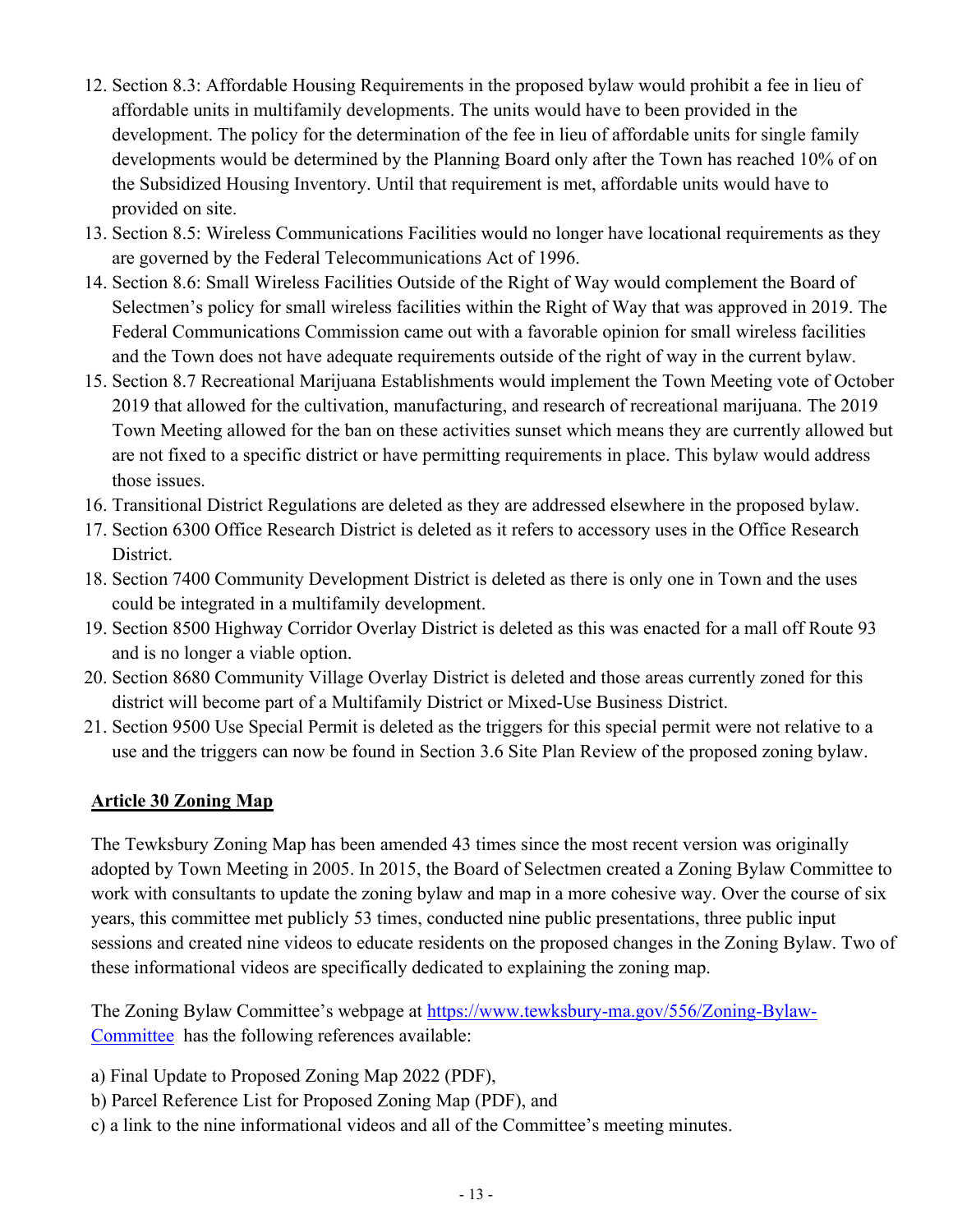12. Section 8.3: Affordable Housing Requirements in the proposed bylaw would prohibit a fee in lieu of affordable units in multifamily developments. The units would have to been provided in the development. The policy for the determination of the fee in lieu of affordable units for single family developments would be determined by the Planning Board only after the Town has reached 10% of on the Subsidized Housing Inventory. Until that requirement is met, affordable units would have to provided on site.
13. Section 8.5: Wireless Communications Facilities would no longer have locational requirements as they are governed by the Federal Telecommunications Act of 1996.
14. Section 8.6: Small Wireless Facilities Outside of the Right of Way would complement the Board of Selectmen's policy for small wireless facilities within the Right of Way that was approved in 2019. The Federal Communications Commission came out with a favorable opinion for small wireless facilities and the Town does not have adequate requirements outside of the right of way in the current bylaw.
15. Section 8.7 Recreational Marijuana Establishments would implement the Town Meeting vote of October 2019 that allowed for the cultivation, manufacturing, and research of recreational marijuana. The 2019 Town Meeting allowed for the ban on these activities sunset which means they are currently allowed but are not fixed to a specific district or have permitting requirements in place. This bylaw would address those issues.
16. Transitional District Regulations are deleted as they are addressed elsewhere in the proposed bylaw.
17. Section 6300 Office Research District is deleted as it refers to accessory uses in the Office Research District.
18. Section 7400 Community Development District is deleted as there is only one in Town and the uses could be integrated in a multifamily development.
19. Section 8500 Highway Corridor Overlay District is deleted as this was enacted for a mall off Route 93 and is no longer a viable option.
20. Section 8680 Community Village Overlay District is deleted and those areas currently zoned for this district will become part of a Multifamily District or Mixed-Use Business District.
21. Section 9500 Use Special Permit is deleted as the triggers for this special permit were not relative to a use and the triggers can now be found in Section 3.6 Site Plan Review of the proposed zoning bylaw.

## Article 30 Zoning Map

The Tewksbury Zoning Map has been amended 43 times since the most recent version was originally adopted by Town Meeting in 2005. In 2015, the Board of Selectmen created a Zoning Bylaw Committee to work with consultants to update the zoning bylaw and map in a more cohesive way. Over the course of six years, this committee met publicly 53 times, conducted nine public presentations, three public input sessions and created nine videos to educate residents on the proposed changes in the Zoning Bylaw. Two of these informational videos are specifically dedicated to explaining the zoning map.

The Zoning Bylaw Committee's webpage at [https://www.tewksbury-ma.gov/556/Zoning-Bylaw-Committee](https://www.tewksbury-ma.gov/556/Zoning-Bylaw-Committee) has the following references available:

a) Final Update to Proposed Zoning Map 2022 (PDF),
b) Parcel Reference List for Proposed Zoning Map (PDF), and
c) a link to the nine informational videos and all of the Committee's meeting minutes.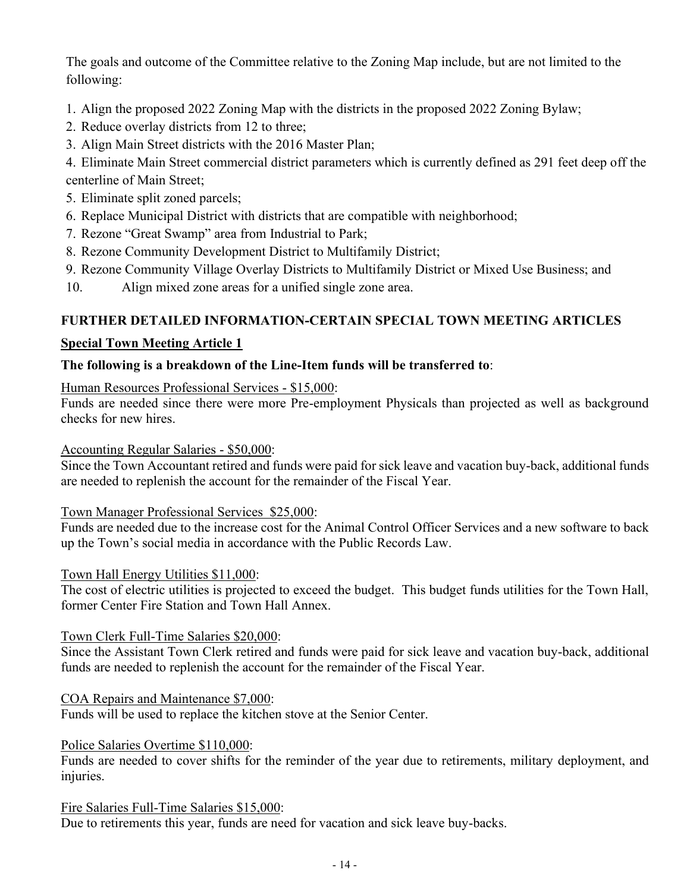The goals and outcome of the Committee relative to the Zoning Map include, but are not limited to the following:

1. Align the proposed 2022 Zoning Map with the districts in the proposed 2022 Zoning Bylaw;
2. Reduce overlay districts from 12 to three;
3. Align Main Street districts with the 2016 Master Plan;
4. Eliminate Main Street commercial district parameters which is currently defined as 291 feet deep off the centerline of Main Street;
5. Eliminate split zoned parcels;
6. Replace Municipal District with districts that are compatible with neighborhood;
7. Rezone "Great Swamp" area from Industrial to Park;
8. Rezone Community Development District to Multifamily District;
9. Rezone Community Village Overlay Districts to Multifamily District or Mixed Use Business; and
10. Align mixed zone areas for a unified single zone area.

## FURTHER DETAILED INFORMATION-CERTAIN SPECIAL TOWN MEETING ARTICLES

### Special Town Meeting Article 1

**The following is a breakdown of the Line-Item funds will be transferred to**:

Human Resources Professional Services - $15,000:
Funds are needed since there were more Pre-employment Physicals than projected as well as background checks for new hires.

Accounting Regular Salaries - $50,000:
Since the Town Accountant retired and funds were paid for sick leave and vacation buy-back, additional funds are needed to replenish the account for the remainder of the Fiscal Year.

Town Manager Professional Services $25,000:
Funds are needed due to the increase cost for the Animal Control Officer Services and a new software to back up the Town's social media in accordance with the Public Records Law.

Town Hall Energy Utilities $11,000:
The cost of electric utilities is projected to exceed the budget. This budget funds utilities for the Town Hall, former Center Fire Station and Town Hall Annex.

Town Clerk Full-Time Salaries $20,000:
Since the Assistant Town Clerk retired and funds were paid for sick leave and vacation buy-back, additional funds are needed to replenish the account for the remainder of the Fiscal Year.

COA Repairs and Maintenance $7,000:
Funds will be used to replace the kitchen stove at the Senior Center.

Police Salaries Overtime $110,000:
Funds are needed to cover shifts for the reminder of the year due to retirements, military deployment, and injuries.

Fire Salaries Full-Time Salaries $15,000:
Due to retirements this year, funds are need for vacation and sick leave buy-backs.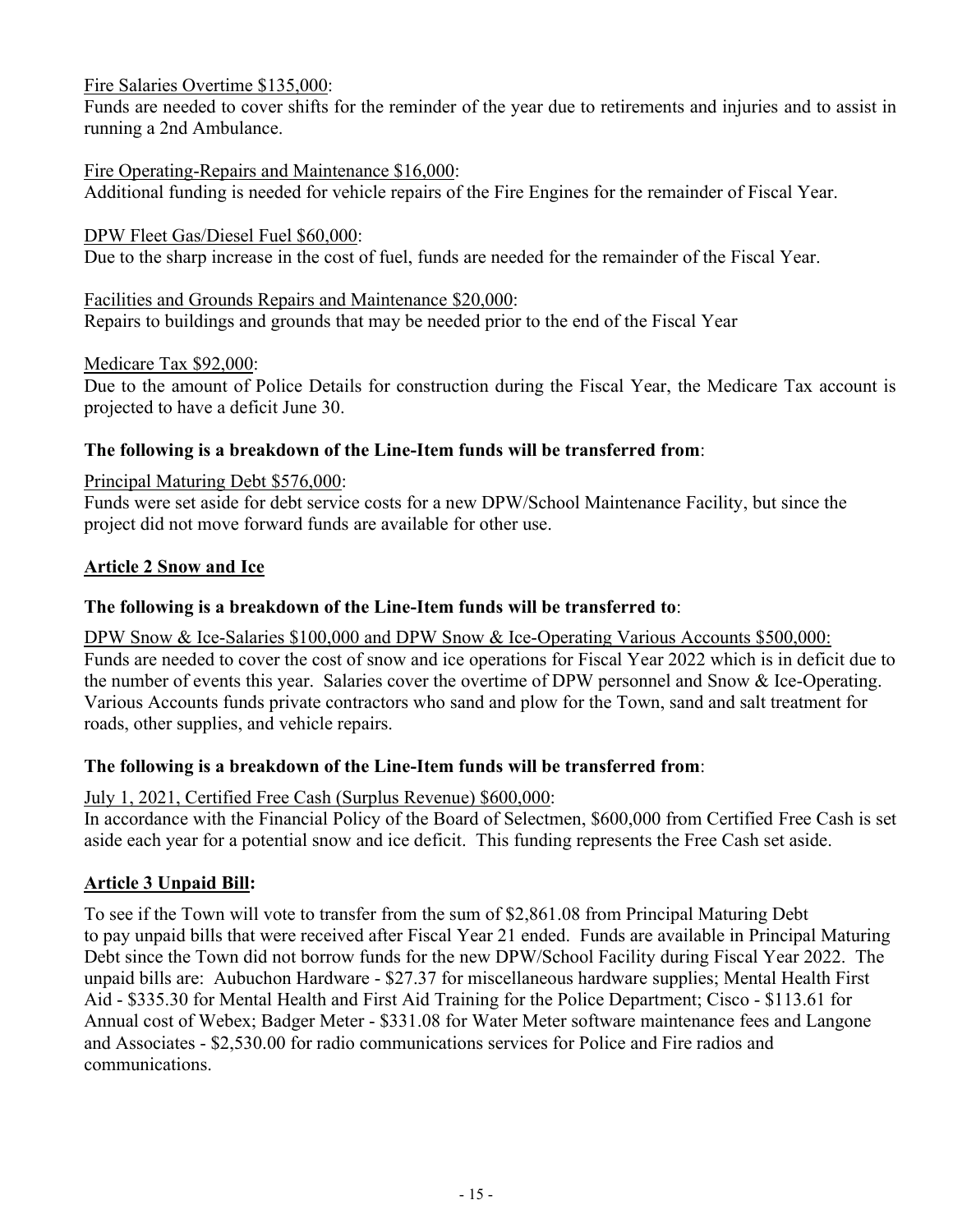Fire Salaries Overtime $135,000:
Funds are needed to cover shifts for the reminder of the year due to retirements and injuries and to assist in running a 2nd Ambulance.

Fire Operating-Repairs and Maintenance $16,000:
Additional funding is needed for vehicle repairs of the Fire Engines for the remainder of Fiscal Year.

DPW Fleet Gas/Diesel Fuel $60,000:
Due to the sharp increase in the cost of fuel, funds are needed for the remainder of the Fiscal Year.

Facilities and Grounds Repairs and Maintenance $20,000:
Repairs to buildings and grounds that may be needed prior to the end of the Fiscal Year

Medicare Tax $92,000:
Due to the amount of Police Details for construction during the Fiscal Year, the Medicare Tax account is projected to have a deficit June 30.

**The following is a breakdown of the Line-Item funds will be transferred from**:

Principal Maturing Debt $576,000:
Funds were set aside for debt service costs for a new DPW/School Maintenance Facility, but since the project did not move forward funds are available for other use.

**Article 2 Snow and Ice**

**The following is a breakdown of the Line-Item funds will be transferred to**:

DPW Snow & Ice-Salaries $100,000 and DPW Snow & Ice-Operating Various Accounts $500,000:
Funds are needed to cover the cost of snow and ice operations for Fiscal Year 2022 which is in deficit due to the number of events this year. Salaries cover the overtime of DPW personnel and Snow & Ice-Operating. Various Accounts funds private contractors who sand and plow for the Town, sand and salt treatment for roads, other supplies, and vehicle repairs.

**The following is a breakdown of the Line-Item funds will be transferred from**:

July 1, 2021, Certified Free Cash (Surplus Revenue) $600,000:
In accordance with the Financial Policy of the Board of Selectmen, $600,000 from Certified Free Cash is set aside each year for a potential snow and ice deficit. This funding represents the Free Cash set aside.

**Article 3 Unpaid Bill:**

To see if the Town will vote to transfer from the sum of $2,861.08 from Principal Maturing Debt to pay unpaid bills that were received after Fiscal Year 21 ended. Funds are available in Principal Maturing Debt since the Town did not borrow funds for the new DPW/School Facility during Fiscal Year 2022. The unpaid bills are: Aubuchon Hardware - $27.37 for miscellaneous hardware supplies; Mental Health First Aid - $335.30 for Mental Health and First Aid Training for the Police Department; Cisco - $113.61 for Annual cost of Webex; Badger Meter - $331.08 for Water Meter software maintenance fees and Langone and Associates - $2,530.00 for radio communications services for Police and Fire radios and communications.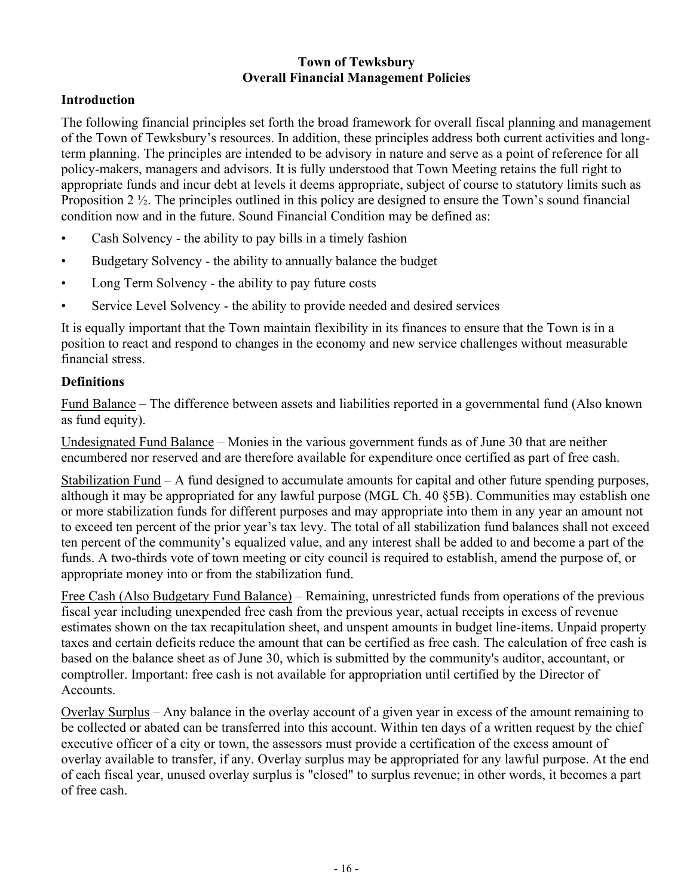**Town of Tewksbury**
**Overall Financial Management Policies**

## Introduction

The following financial principles set forth the broad framework for overall fiscal planning and management of the Town of Tewksbury's resources. In addition, these principles address both current activities and long-term planning. The principles are intended to be advisory in nature and serve as a point of reference for all policy-makers, managers and advisors. It is fully understood that Town Meeting retains the full right to appropriate funds and incur debt at levels it deems appropriate, subject of course to statutory limits such as Proposition 2 ½. The principles outlined in this policy are designed to ensure the Town's sound financial condition now and in the future. Sound Financial Condition may be defined as:

- Cash Solvency - the ability to pay bills in a timely fashion
- Budgetary Solvency - the ability to annually balance the budget
- Long Term Solvency - the ability to pay future costs
- Service Level Solvency - the ability to provide needed and desired services

It is equally important that the Town maintain flexibility in its finances to ensure that the Town is in a position to react and respond to changes in the economy and new service challenges without measurable financial stress.

## Definitions

Fund Balance – The difference between assets and liabilities reported in a governmental fund (Also known as fund equity).

Undesignated Fund Balance – Monies in the various government funds as of June 30 that are neither encumbered nor reserved and are therefore available for expenditure once certified as part of free cash.

Stabilization Fund – A fund designed to accumulate amounts for capital and other future spending purposes, although it may be appropriated for any lawful purpose (MGL Ch. 40 §5B). Communities may establish one or more stabilization funds for different purposes and may appropriate into them in any year an amount not to exceed ten percent of the prior year's tax levy. The total of all stabilization fund balances shall not exceed ten percent of the community's equalized value, and any interest shall be added to and become a part of the funds. A two-thirds vote of town meeting or city council is required to establish, amend the purpose of, or appropriate money into or from the stabilization fund.

Free Cash (Also Budgetary Fund Balance) – Remaining, unrestricted funds from operations of the previous fiscal year including unexpended free cash from the previous year, actual receipts in excess of revenue estimates shown on the tax recapitulation sheet, and unspent amounts in budget line-items. Unpaid property taxes and certain deficits reduce the amount that can be certified as free cash. The calculation of free cash is based on the balance sheet as of June 30, which is submitted by the community's auditor, accountant, or comptroller. Important: free cash is not available for appropriation until certified by the Director of Accounts.

Overlay Surplus – Any balance in the overlay account of a given year in excess of the amount remaining to be collected or abated can be transferred into this account. Within ten days of a written request by the chief executive officer of a city or town, the assessors must provide a certification of the excess amount of overlay available to transfer, if any. Overlay surplus may be appropriated for any lawful purpose. At the end of each fiscal year, unused overlay surplus is "closed" to surplus revenue; in other words, it becomes a part of free cash.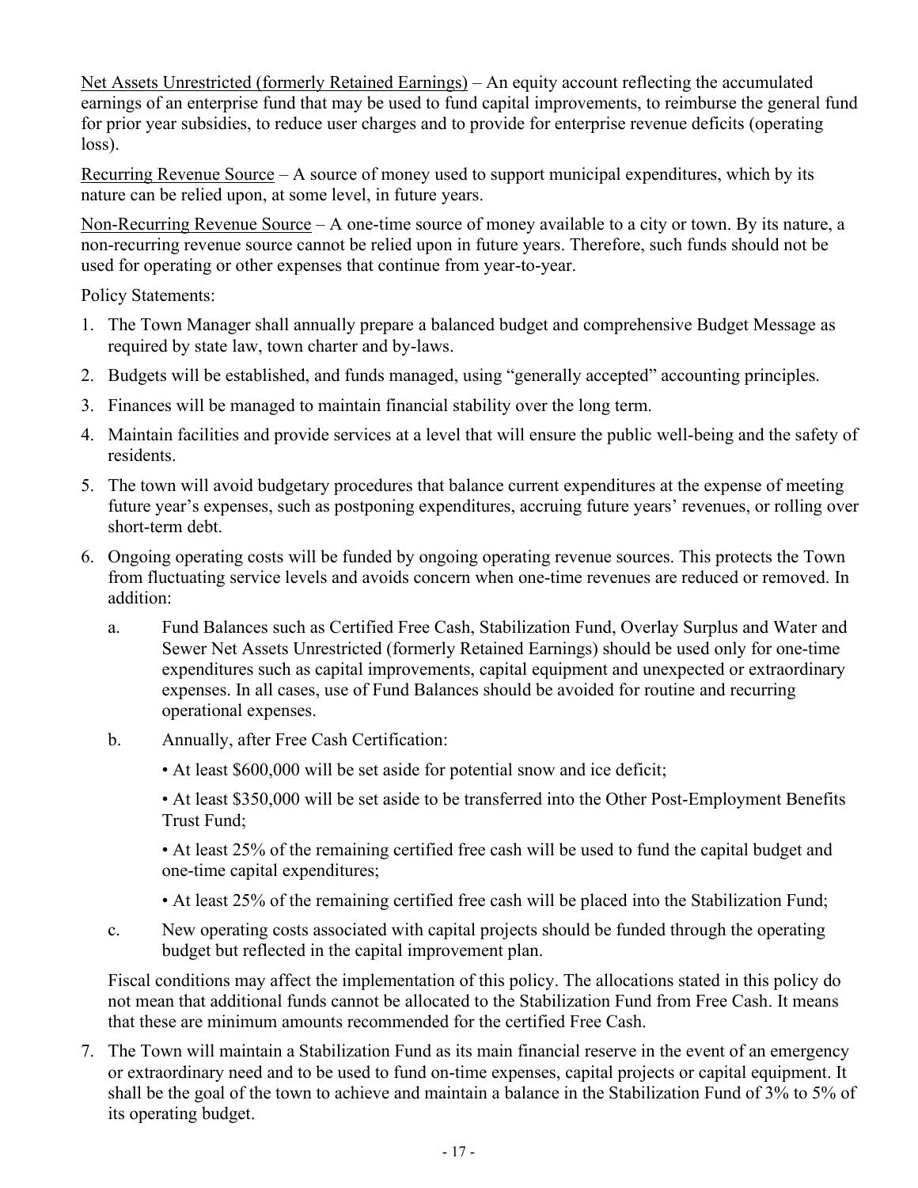Net Assets Unrestricted (formerly Retained Earnings) – An equity account reflecting the accumulated earnings of an enterprise fund that may be used to fund capital improvements, to reimburse the general fund for prior year subsidies, to reduce user charges and to provide for enterprise revenue deficits (operating loss).

Recurring Revenue Source – A source of money used to support municipal expenditures, which by its nature can be relied upon, at some level, in future years.

Non-Recurring Revenue Source – A one-time source of money available to a city or town. By its nature, a non-recurring revenue source cannot be relied upon in future years. Therefore, such funds should not be used for operating or other expenses that continue from year-to-year.

Policy Statements:

1. The Town Manager shall annually prepare a balanced budget and comprehensive Budget Message as required by state law, town charter and by-laws.
2. Budgets will be established, and funds managed, using "generally accepted" accounting principles.
3. Finances will be managed to maintain financial stability over the long term.
4. Maintain facilities and provide services at a level that will ensure the public well-being and the safety of residents.
5. The town will avoid budgetary procedures that balance current expenditures at the expense of meeting future year's expenses, such as postponing expenditures, accruing future years' revenues, or rolling over short-term debt.
6. Ongoing operating costs will be funded by ongoing operating revenue sources. This protects the Town from fluctuating service levels and avoids concern when one-time revenues are reduced or removed. In addition:
   a. Fund Balances such as Certified Free Cash, Stabilization Fund, Overlay Surplus and Water and Sewer Net Assets Unrestricted (formerly Retained Earnings) should be used only for one-time expenditures such as capital improvements, capital equipment and unexpected or extraordinary expenses. In all cases, use of Fund Balances should be avoided for routine and recurring operational expenses.
   b. Annually, after Free Cash Certification:
      - At least $600,000 will be set aside for potential snow and ice deficit;
      - At least $350,000 will be set aside to be transferred into the Other Post-Employment Benefits Trust Fund;
      - At least 25% of the remaining certified free cash will be used to fund the capital budget and one-time capital expenditures;
      - At least 25% of the remaining certified free cash will be placed into the Stabilization Fund;
   c. New operating costs associated with capital projects should be funded through the operating budget but reflected in the capital improvement plan.

   Fiscal conditions may affect the implementation of this policy. The allocations stated in this policy do not mean that additional funds cannot be allocated to the Stabilization Fund from Free Cash. It means that these are minimum amounts recommended for the certified Free Cash.
7. The Town will maintain a Stabilization Fund as its main financial reserve in the event of an emergency or extraordinary need and to be used to fund on-time expenses, capital projects or capital equipment. It shall be the goal of the town to achieve and maintain a balance in the Stabilization Fund of 3% to 5% of its operating budget.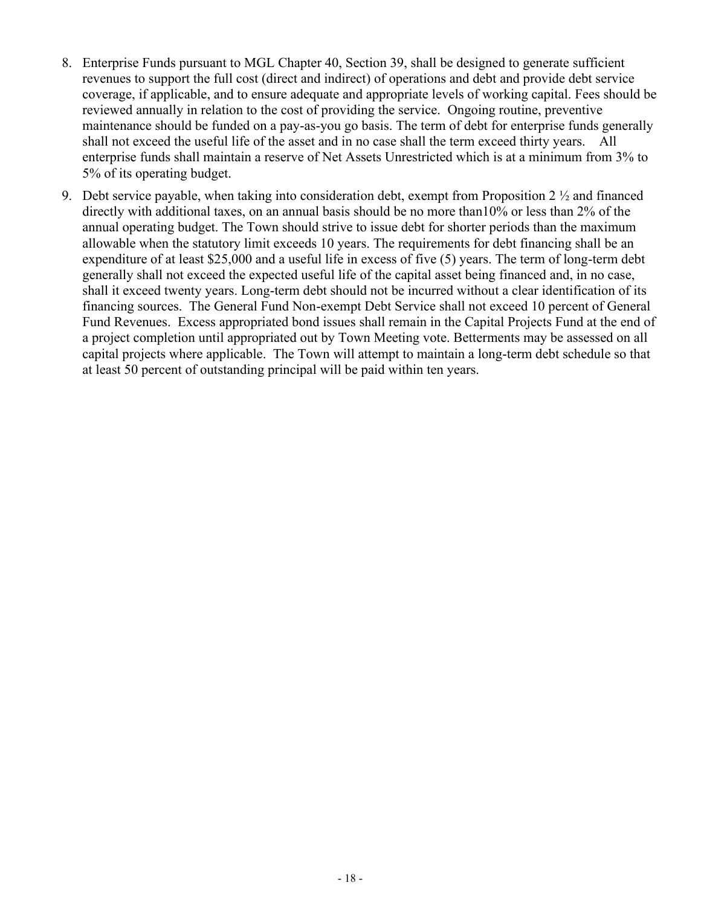8. Enterprise Funds pursuant to MGL Chapter 40, Section 39, shall be designed to generate sufficient revenues to support the full cost (direct and indirect) of operations and debt and provide debt service coverage, if applicable, and to ensure adequate and appropriate levels of working capital. Fees should be reviewed annually in relation to the cost of providing the service. Ongoing routine, preventive maintenance should be funded on a pay-as-you go basis. The term of debt for enterprise funds generally shall not exceed the useful life of the asset and in no case shall the term exceed thirty years. All enterprise funds shall maintain a reserve of Net Assets Unrestricted which is at a minimum from 3% to 5% of its operating budget.
9. Debt service payable, when taking into consideration debt, exempt from Proposition 2 ½ and financed directly with additional taxes, on an annual basis should be no more than10% or less than 2% of the annual operating budget. The Town should strive to issue debt for shorter periods than the maximum allowable when the statutory limit exceeds 10 years. The requirements for debt financing shall be an expenditure of at least $25,000 and a useful life in excess of five (5) years. The term of long-term debt generally shall not exceed the expected useful life of the capital asset being financed and, in no case, shall it exceed twenty years. Long-term debt should not be incurred without a clear identification of its financing sources. The General Fund Non-exempt Debt Service shall not exceed 10 percent of General Fund Revenues. Excess appropriated bond issues shall remain in the Capital Projects Fund at the end of a project completion until appropriated out by Town Meeting vote. Betterments may be assessed on all capital projects where applicable. The Town will attempt to maintain a long-term debt schedule so that at least 50 percent of outstanding principal will be paid within ten years.